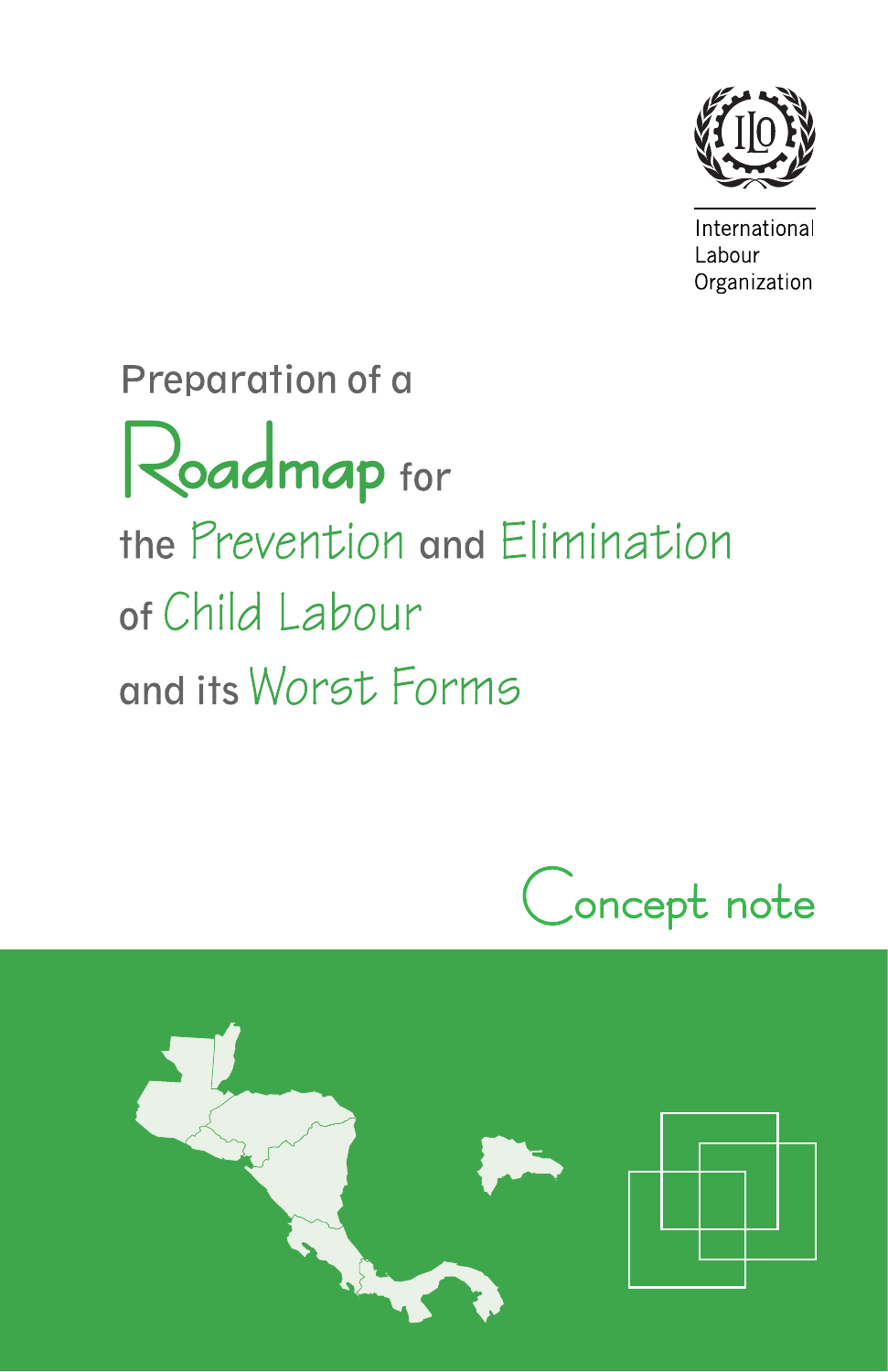International Labour Organization

# Preparation of a Roadmap for the Prevention and Elimination of Child Labour and its Worst Forms

## Concept note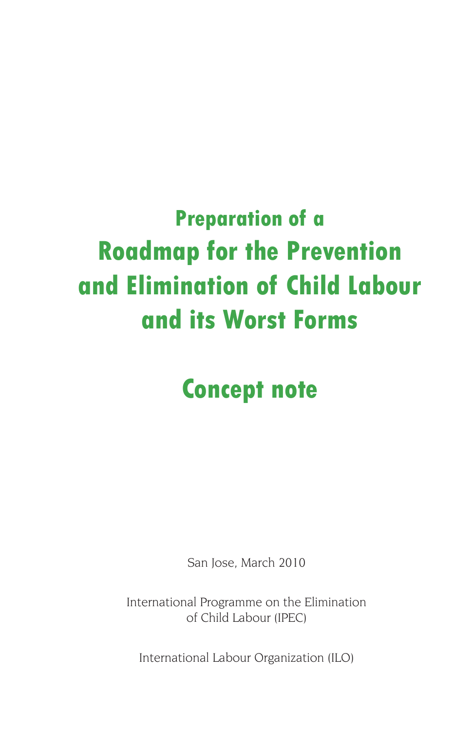## Preparation of a

# Roadmap for the Prevention and Elimination of Child Labour and its Worst Forms

# Concept note

San Jose, March 2010

International Programme on the Elimination of Child Labour (IPEC)

International Labour Organization (ILO)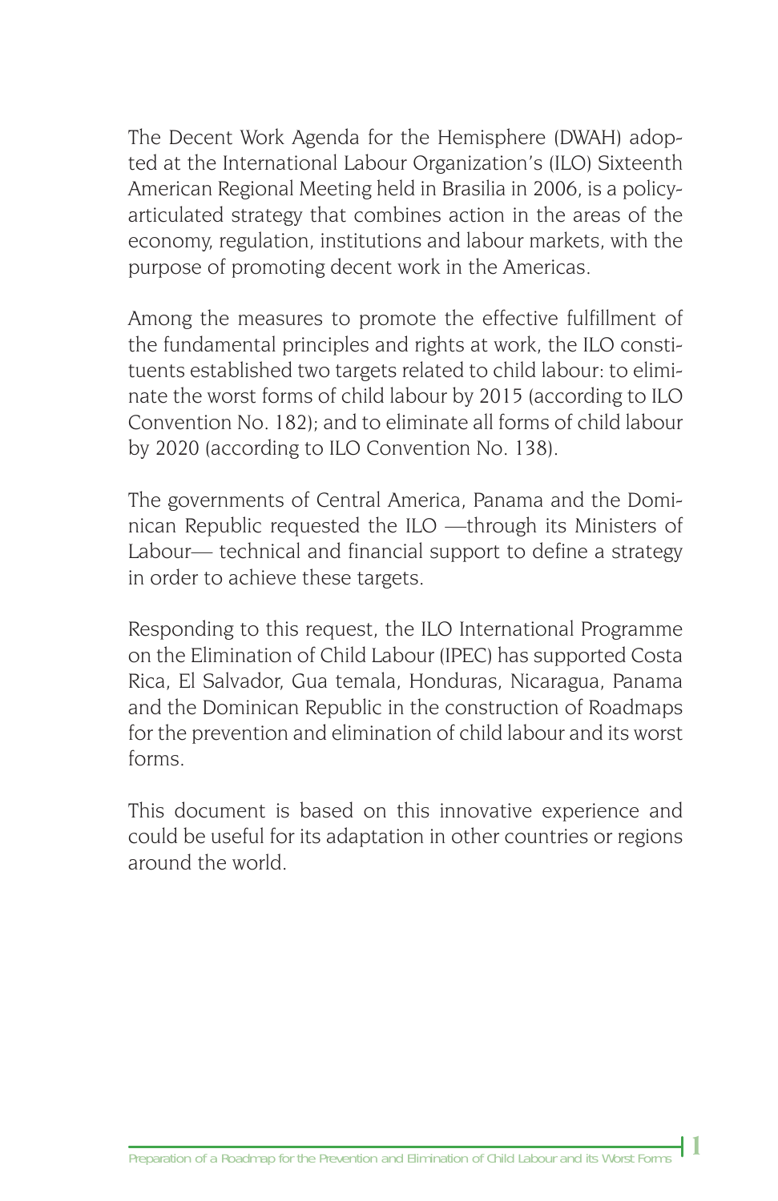The Decent Work Agenda for the Hemisphere (DWAH) adopted at the International Labour Organization's (ILO) Sixteenth American Regional Meeting held in Brasilia in 2006, is a policy-articulated strategy that combines action in the areas of the economy, regulation, institutions and labour markets, with the purpose of promoting decent work in the Americas.

Among the measures to promote the effective fulfillment of the fundamental principles and rights at work, the ILO constituents established two targets related to child labour: to eliminate the worst forms of child labour by 2015 (according to ILO Convention No. 182); and to eliminate all forms of child labour by 2020 (according to ILO Convention No. 138).

The governments of Central America, Panama and the Dominican Republic requested the ILO —through its Ministers of Labour— technical and financial support to define a strategy in order to achieve these targets.

Responding to this request, the ILO International Programme on the Elimination of Child Labour (IPEC) has supported Costa Rica, El Salvador, Gua temala, Honduras, Nicaragua, Panama and the Dominican Republic in the construction of Roadmaps for the prevention and elimination of child labour and its worst forms.

This document is based on this innovative experience and could be useful for its adaptation in other countries or regions around the world.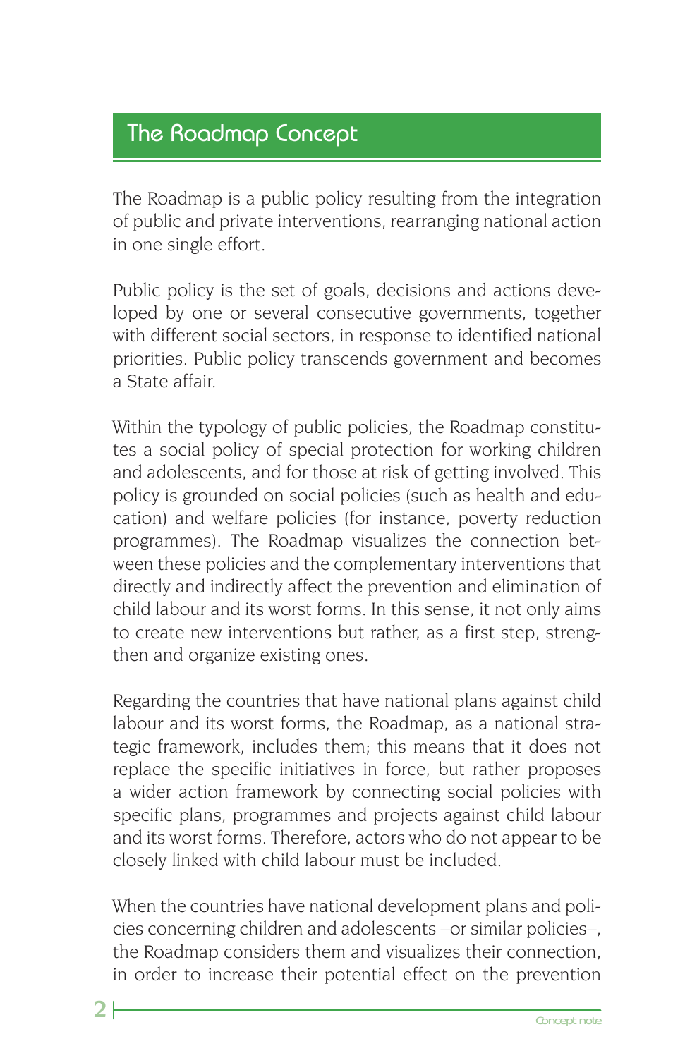## The Roadmap Concept

The Roadmap is a public policy resulting from the integration of public and private interventions, rearranging national action in one single effort.

Public policy is the set of goals, decisions and actions developed by one or several consecutive governments, together with different social sectors, in response to identified national priorities. Public policy transcends government and becomes a State affair.

Within the typology of public policies, the Roadmap constitutes a social policy of special protection for working children and adolescents, and for those at risk of getting involved. This policy is grounded on social policies (such as health and education) and welfare policies (for instance, poverty reduction programmes). The Roadmap visualizes the connection between these policies and the complementary interventions that directly and indirectly affect the prevention and elimination of child labour and its worst forms. In this sense, it not only aims to create new interventions but rather, as a first step, strengthen and organize existing ones.

Regarding the countries that have national plans against child labour and its worst forms, the Roadmap, as a national strategic framework, includes them; this means that it does not replace the specific initiatives in force, but rather proposes a wider action framework by connecting social policies with specific plans, programmes and projects against child labour and its worst forms. Therefore, actors who do not appear to be closely linked with child labour must be included.

When the countries have national development plans and policies concerning children and adolescents –or similar policies–, the Roadmap considers them and visualizes their connection, in order to increase their potential effect on the prevention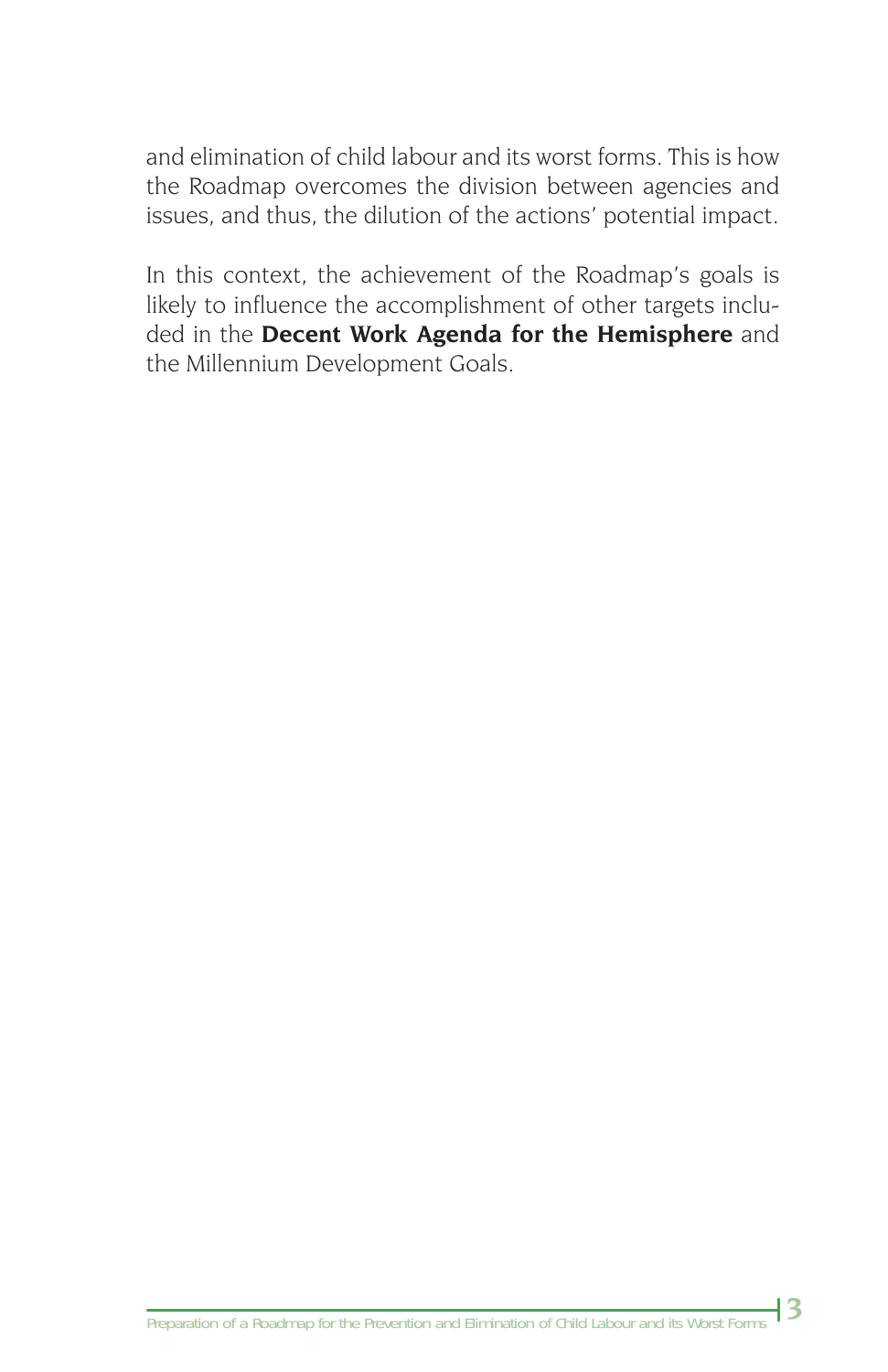and elimination of child labour and its worst forms. This is how the Roadmap overcomes the division between agencies and issues, and thus, the dilution of the actions' potential impact.

In this context, the achievement of the Roadmap's goals is likely to influence the accomplishment of other targets included in the **Decent Work Agenda for the Hemisphere** and the Millennium Development Goals.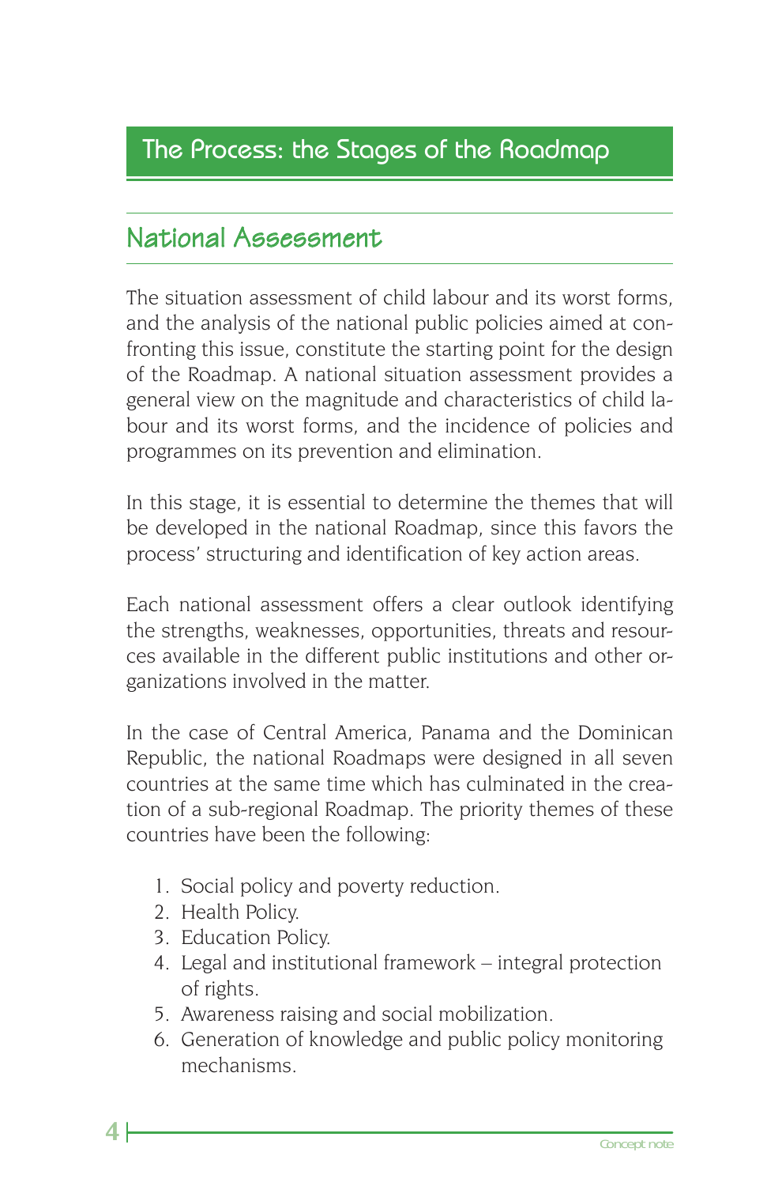## The Process: the Stages of the Roadmap

### National Assessment

The situation assessment of child labour and its worst forms, and the analysis of the national public policies aimed at confronting this issue, constitute the starting point for the design of the Roadmap. A national situation assessment provides a general view on the magnitude and characteristics of child labour and its worst forms, and the incidence of policies and programmes on its prevention and elimination.

In this stage, it is essential to determine the themes that will be developed in the national Roadmap, since this favors the process' structuring and identification of key action areas.

Each national assessment offers a clear outlook identifying the strengths, weaknesses, opportunities, threats and resources available in the different public institutions and other organizations involved in the matter.

In the case of Central America, Panama and the Dominican Republic, the national Roadmaps were designed in all seven countries at the same time which has culminated in the creation of a sub-regional Roadmap. The priority themes of these countries have been the following:

1. Social policy and poverty reduction.
2. Health Policy.
3. Education Policy.
4. Legal and institutional framework – integral protection of rights.
5. Awareness raising and social mobilization.
6. Generation of knowledge and public policy monitoring mechanisms.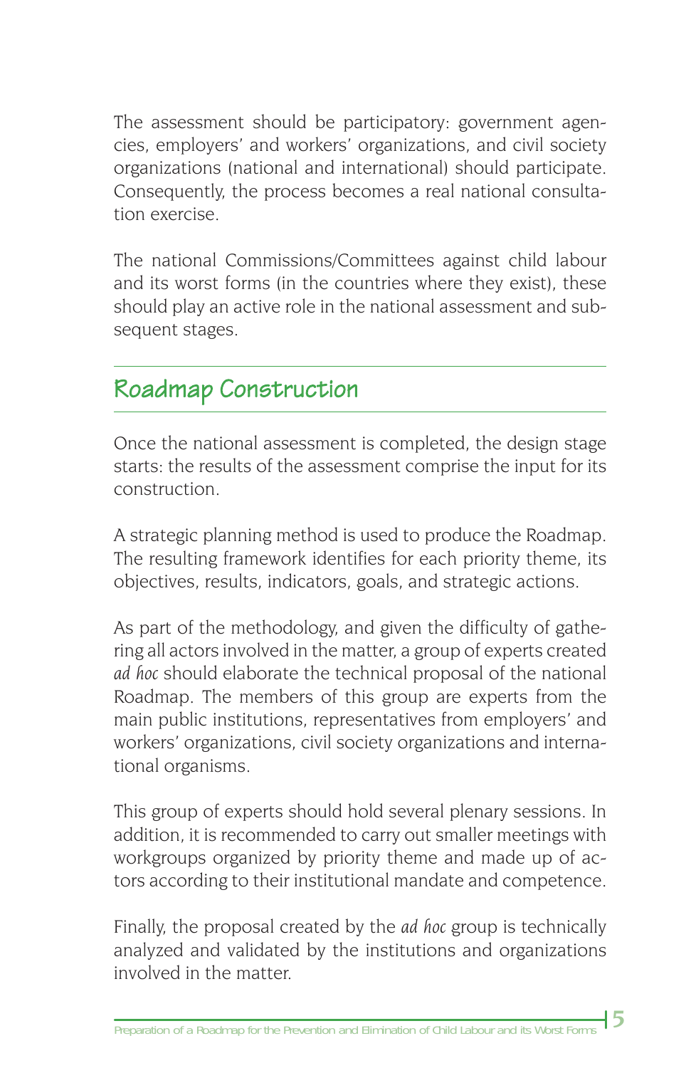The assessment should be participatory: government agencies, employers' and workers' organizations, and civil society organizations (national and international) should participate. Consequently, the process becomes a real national consultation exercise.

The national Commissions/Committees against child labour and its worst forms (in the countries where they exist), these should play an active role in the national assessment and subsequent stages.

## Roadmap Construction

Once the national assessment is completed, the design stage starts: the results of the assessment comprise the input for its construction.

A strategic planning method is used to produce the Roadmap. The resulting framework identifies for each priority theme, its objectives, results, indicators, goals, and strategic actions.

As part of the methodology, and given the difficulty of gathering all actors involved in the matter, a group of experts created *ad hoc* should elaborate the technical proposal of the national Roadmap. The members of this group are experts from the main public institutions, representatives from employers' and workers' organizations, civil society organizations and international organisms.

This group of experts should hold several plenary sessions. In addition, it is recommended to carry out smaller meetings with workgroups organized by priority theme and made up of actors according to their institutional mandate and competence.

Finally, the proposal created by the *ad hoc* group is technically analyzed and validated by the institutions and organizations involved in the matter.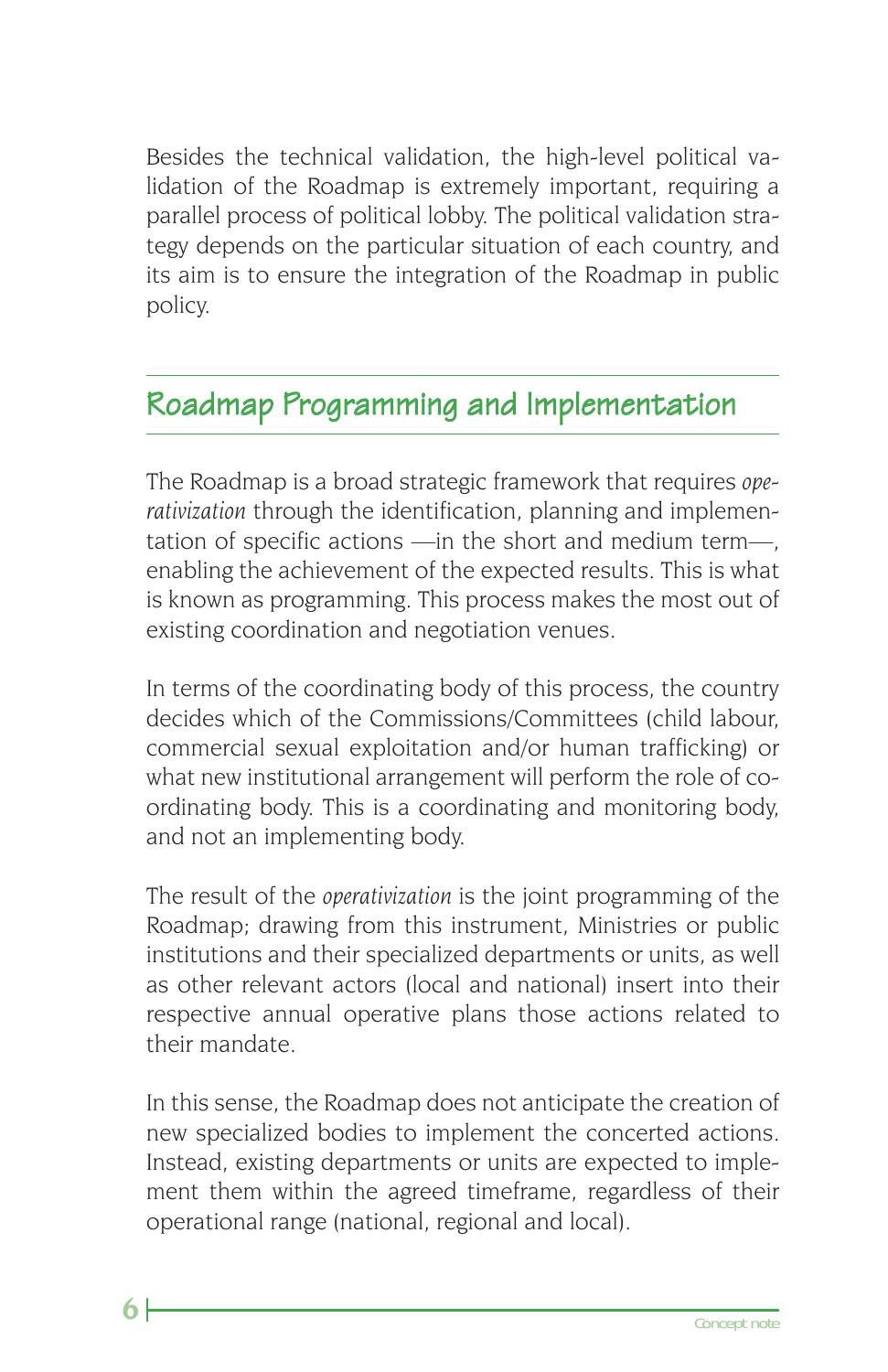Besides the technical validation, the high-level political validation of the Roadmap is extremely important, requiring a parallel process of political lobby. The political validation strategy depends on the particular situation of each country, and its aim is to ensure the integration of the Roadmap in public policy.

## Roadmap Programming and Implementation

The Roadmap is a broad strategic framework that requires *operativization* through the identification, planning and implementation of specific actions —in the short and medium term—, enabling the achievement of the expected results. This is what is known as programming. This process makes the most out of existing coordination and negotiation venues.

In terms of the coordinating body of this process, the country decides which of the Commissions/Committees (child labour, commercial sexual exploitation and/or human trafficking) or what new institutional arrangement will perform the role of coordinating body. This is a coordinating and monitoring body, and not an implementing body.

The result of the *operativization* is the joint programming of the Roadmap; drawing from this instrument, Ministries or public institutions and their specialized departments or units, as well as other relevant actors (local and national) insert into their respective annual operative plans those actions related to their mandate.

In this sense, the Roadmap does not anticipate the creation of new specialized bodies to implement the concerted actions. Instead, existing departments or units are expected to implement them within the agreed timeframe, regardless of their operational range (national, regional and local).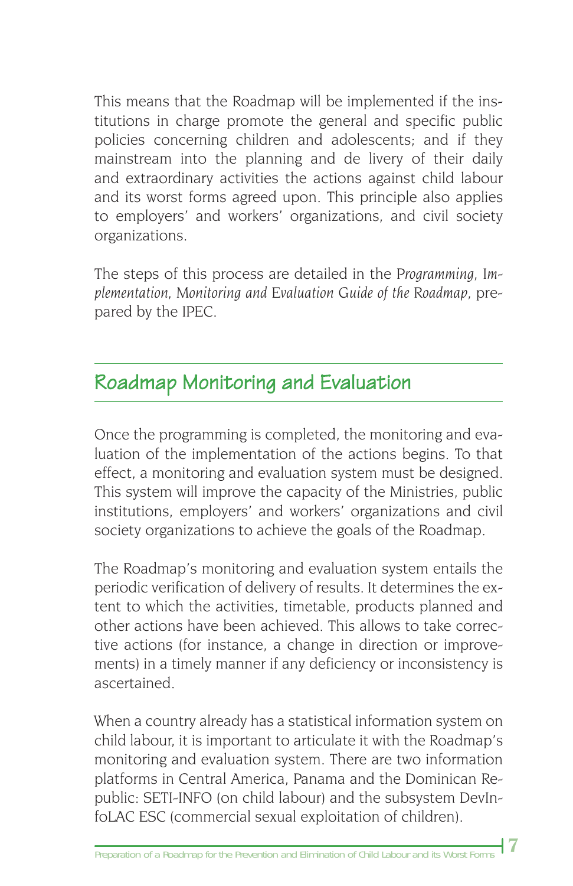This means that the Roadmap will be implemented if the institutions in charge promote the general and specific public policies concerning children and adolescents; and if they mainstream into the planning and de livery of their daily and extraordinary activities the actions against child labour and its worst forms agreed upon. This principle also applies to employers' and workers' organizations, and civil society organizations.

The steps of this process are detailed in the *Programming, Implementation, Monitoring and Evaluation Guide of the Roadmap*, prepared by the IPEC.

## Roadmap Monitoring and Evaluation

Once the programming is completed, the monitoring and evaluation of the implementation of the actions begins. To that effect, a monitoring and evaluation system must be designed. This system will improve the capacity of the Ministries, public institutions, employers' and workers' organizations and civil society organizations to achieve the goals of the Roadmap.

The Roadmap's monitoring and evaluation system entails the periodic verification of delivery of results. It determines the extent to which the activities, timetable, products planned and other actions have been achieved. This allows to take corrective actions (for instance, a change in direction or improvements) in a timely manner if any deficiency or inconsistency is ascertained.

When a country already has a statistical information system on child labour, it is important to articulate it with the Roadmap's monitoring and evaluation system. There are two information platforms in Central America, Panama and the Dominican Republic: SETI-INFO (on child labour) and the subsystem DevInfoLAC ESC (commercial sexual exploitation of children).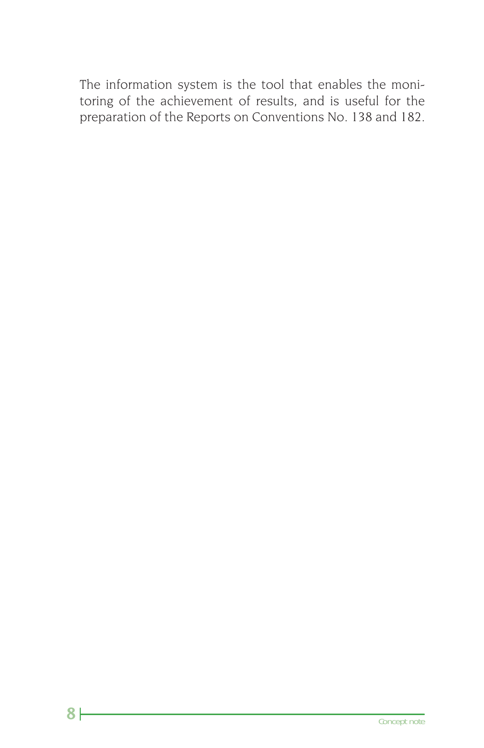The information system is the tool that enables the monitoring of the achievement of results, and is useful for the preparation of the Reports on Conventions No. 138 and 182.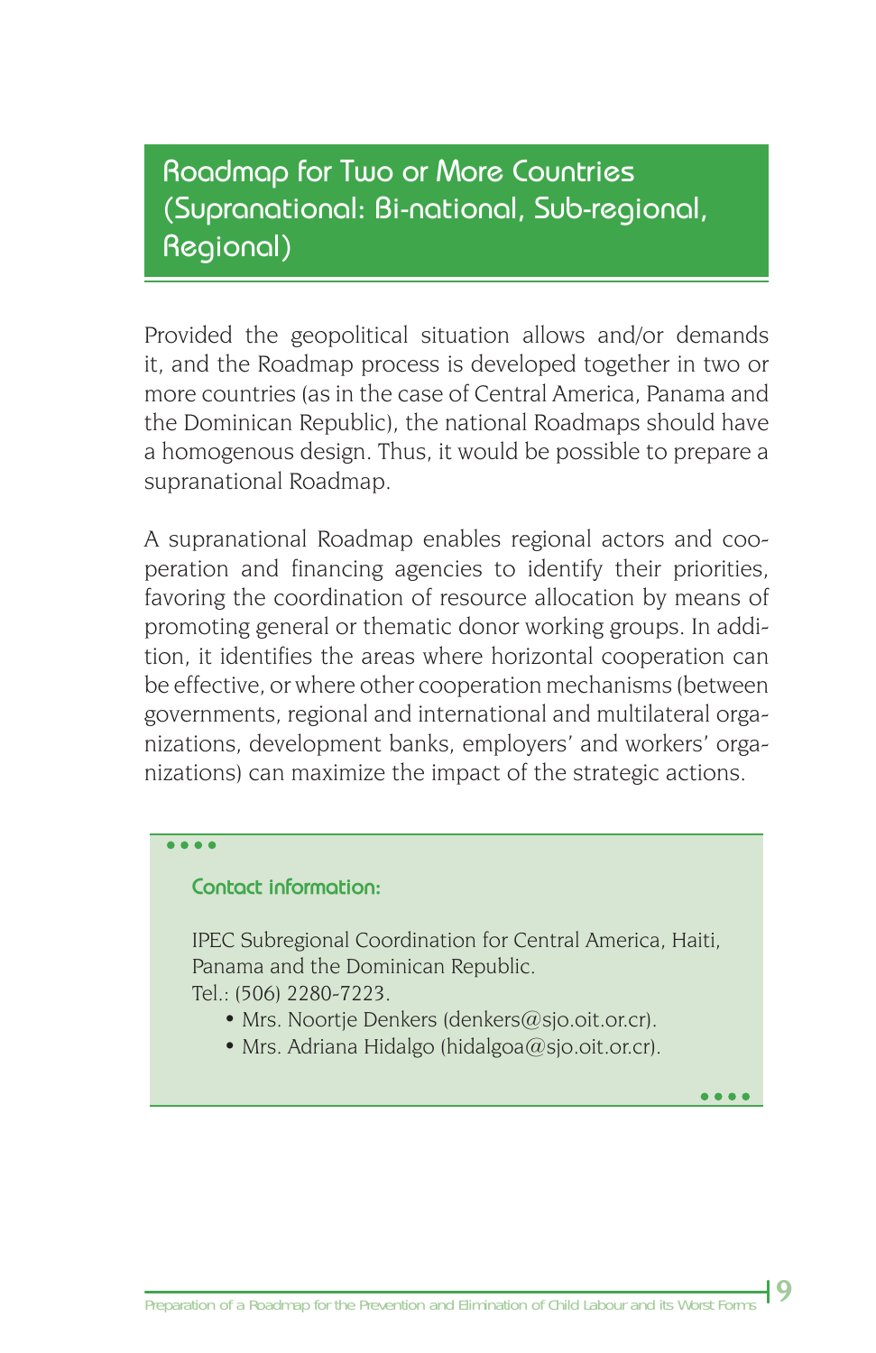## Roadmap for Two or More Countries (Supranational: Bi-national, Sub-regional, Regional)

Provided the geopolitical situation allows and/or demands it, and the Roadmap process is developed together in two or more countries (as in the case of Central America, Panama and the Dominican Republic), the national Roadmaps should have a homogenous design. Thus, it would be possible to prepare a supranational Roadmap.

A supranational Roadmap enables regional actors and cooperation and financing agencies to identify their priorities, favoring the coordination of resource allocation by means of promoting general or thematic donor working groups. In addition, it identifies the areas where horizontal cooperation can be effective, or where other cooperation mechanisms (between governments, regional and international and multilateral organizations, development banks, employers' and workers' organizations) can maximize the impact of the strategic actions.

**Contact information:**

IPEC Subregional Coordination for Central America, Haiti, Panama and the Dominican Republic.
Tel.: (506) 2280-7223.

- Mrs. Noortje Denkers (denkers@sjo.oit.or.cr).
- Mrs. Adriana Hidalgo (hidalgoa@sjo.oit.or.cr).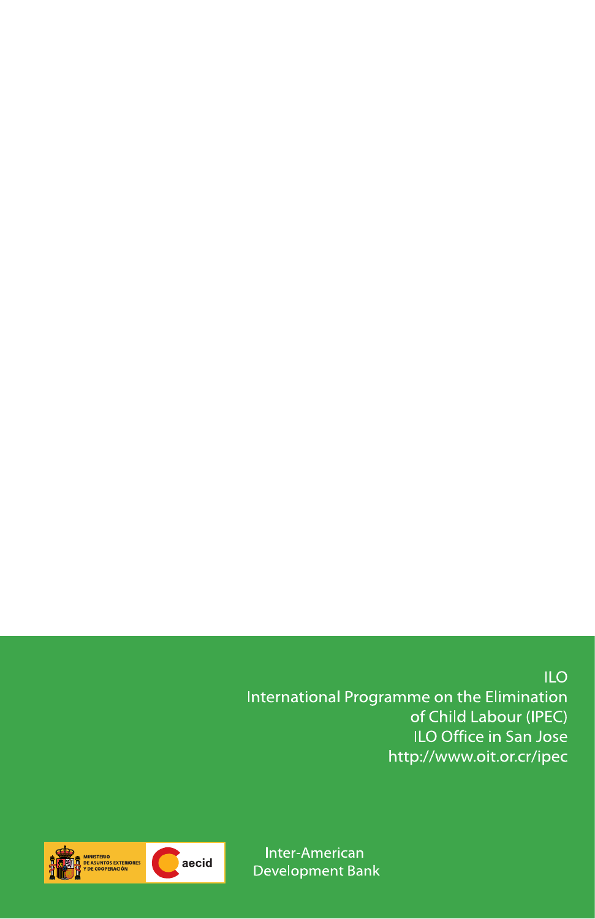ILO
International Programme on the Elimination of Child Labour (IPEC)
ILO Office in San Jose
http://www.oit.or.cr/ipec

MINISTERIO DE ASUNTOS EXTERIORES Y DE COOPERACIÓN

aecid

Inter-American Development Bank